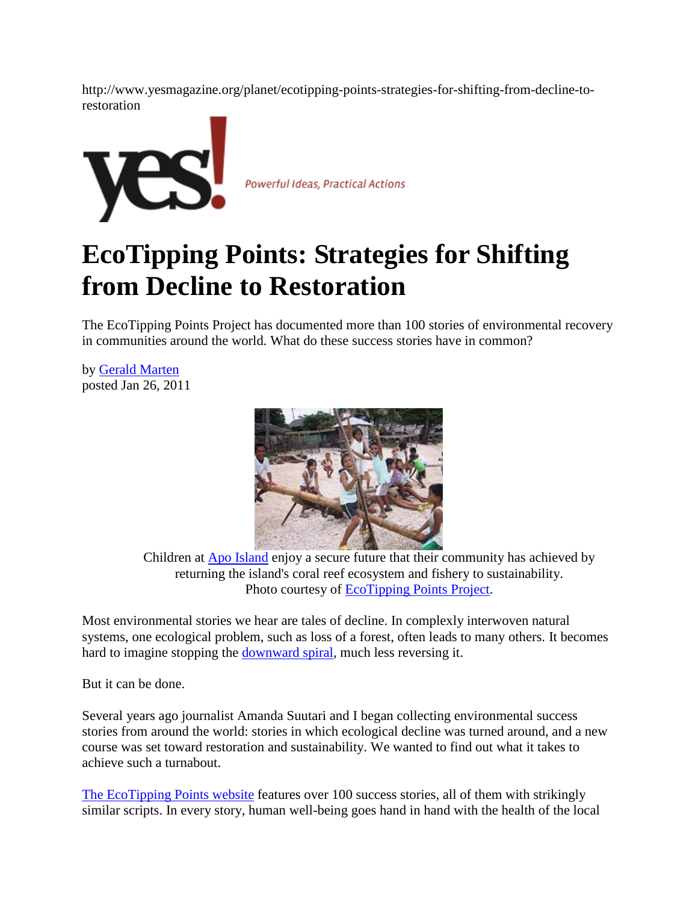http://www.yesmagazine.org/planet/ecotipping-points-strategies-for-shifting-from-decline-to-restoration

yes! Powerful Ideas, Practical Actions

# EcoTipping Points: Strategies for Shifting from Decline to Restoration

The EcoTipping Points Project has documented more than 100 stories of environmental recovery in communities around the world. What do these success stories have in common?

by Gerald Marten
posted Jan 26, 2011

Children at Apo Island enjoy a secure future that their community has achieved by returning the island's coral reef ecosystem and fishery to sustainability.
Photo courtesy of EcoTipping Points Project.

Most environmental stories we hear are tales of decline. In complexly interwoven natural systems, one ecological problem, such as loss of a forest, often leads to many others. It becomes hard to imagine stopping the downward spiral, much less reversing it.

But it can be done.

Several years ago journalist Amanda Suutari and I began collecting environmental success stories from around the world: stories in which ecological decline was turned around, and a new course was set toward restoration and sustainability. We wanted to find out what it takes to achieve such a turnabout.

The EcoTipping Points website features over 100 success stories, all of them with strikingly similar scripts. In every story, human well-being goes hand in hand with the health of the local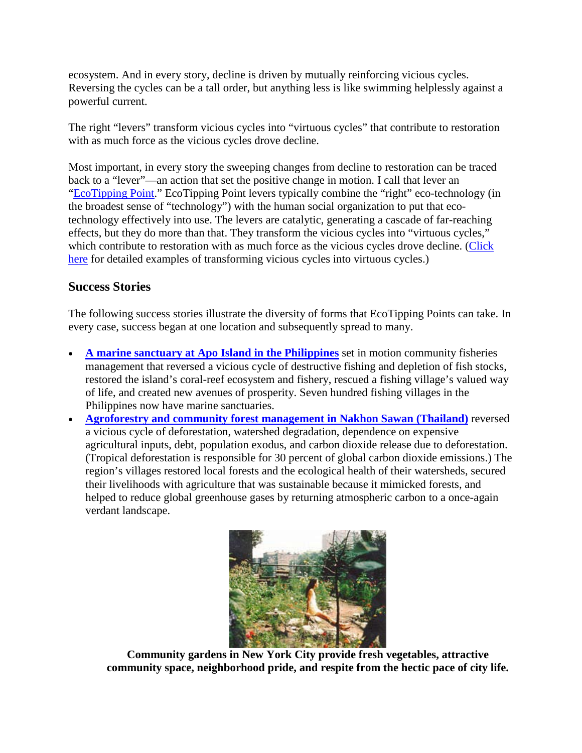ecosystem. And in every story, decline is driven by mutually reinforcing vicious cycles. Reversing the cycles can be a tall order, but anything less is like swimming helplessly against a powerful current.

The right "levers" transform vicious cycles into "virtuous cycles" that contribute to restoration with as much force as the vicious cycles drove decline.

Most important, in every story the sweeping changes from decline to restoration can be traced back to a "lever"—an action that set the positive change in motion. I call that lever an "EcoTipping Point." EcoTipping Point levers typically combine the "right" eco-technology (in the broadest sense of "technology") with the human social organization to put that eco-technology effectively into use. The levers are catalytic, generating a cascade of far-reaching effects, but they do more than that. They transform the vicious cycles into "virtuous cycles," which contribute to restoration with as much force as the vicious cycles drove decline. (Click here for detailed examples of transforming vicious cycles into virtuous cycles.)

## Success Stories

The following success stories illustrate the diversity of forms that EcoTipping Points can take. In every case, success began at one location and subsequently spread to many.

- **A marine sanctuary at Apo Island in the Philippines** set in motion community fisheries management that reversed a vicious cycle of destructive fishing and depletion of fish stocks, restored the island's coral-reef ecosystem and fishery, rescued a fishing village's valued way of life, and created new avenues of prosperity. Seven hundred fishing villages in the Philippines now have marine sanctuaries.
- **Agroforestry and community forest management in Nakhon Sawan (Thailand)** reversed a vicious cycle of deforestation, watershed degradation, dependence on expensive agricultural inputs, debt, population exodus, and carbon dioxide release due to deforestation. (Tropical deforestation is responsible for 30 percent of global carbon dioxide emissions.) The region's villages restored local forests and the ecological health of their watersheds, secured their livelihoods with agriculture that was sustainable because it mimicked forests, and helped to reduce global greenhouse gases by returning atmospheric carbon to a once-again verdant landscape.

**Community gardens in New York City provide fresh vegetables, attractive community space, neighborhood pride, and respite from the hectic pace of city life.**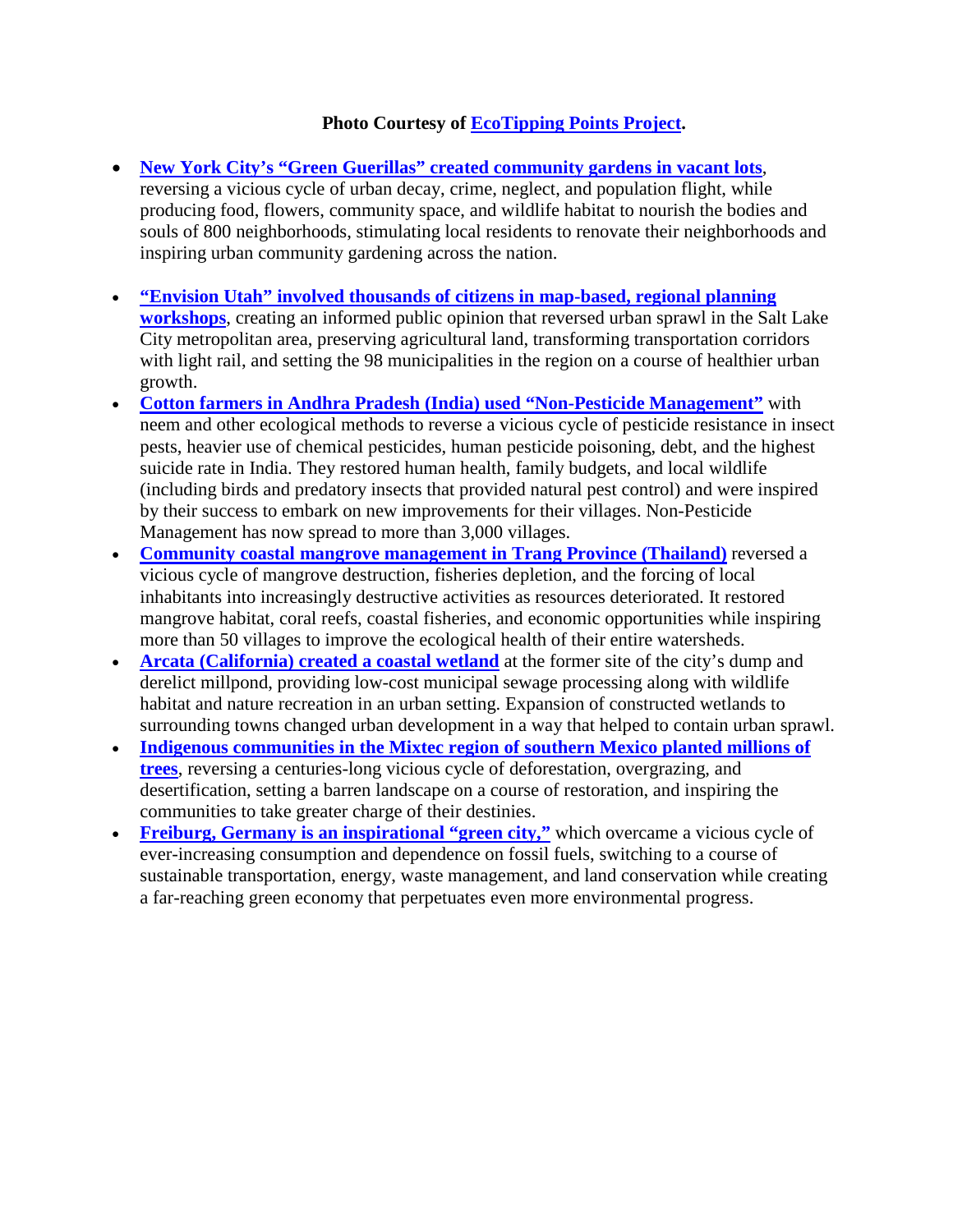**Photo Courtesy of EcoTipping Points Project.**

- **New York City's "Green Guerillas" created community gardens in vacant lots**, reversing a vicious cycle of urban decay, crime, neglect, and population flight, while producing food, flowers, community space, and wildlife habitat to nourish the bodies and souls of 800 neighborhoods, stimulating local residents to renovate their neighborhoods and inspiring urban community gardening across the nation.
- **"Envision Utah" involved thousands of citizens in map-based, regional planning workshops**, creating an informed public opinion that reversed urban sprawl in the Salt Lake City metropolitan area, preserving agricultural land, transforming transportation corridors with light rail, and setting the 98 municipalities in the region on a course of healthier urban growth.
- **Cotton farmers in Andhra Pradesh (India) used "Non-Pesticide Management"** with neem and other ecological methods to reverse a vicious cycle of pesticide resistance in insect pests, heavier use of chemical pesticides, human pesticide poisoning, debt, and the highest suicide rate in India. They restored human health, family budgets, and local wildlife (including birds and predatory insects that provided natural pest control) and were inspired by their success to embark on new improvements for their villages. Non-Pesticide Management has now spread to more than 3,000 villages.
- **Community coastal mangrove management in Trang Province (Thailand)** reversed a vicious cycle of mangrove destruction, fisheries depletion, and the forcing of local inhabitants into increasingly destructive activities as resources deteriorated. It restored mangrove habitat, coral reefs, coastal fisheries, and economic opportunities while inspiring more than 50 villages to improve the ecological health of their entire watersheds.
- **Arcata (California) created a coastal wetland** at the former site of the city's dump and derelict millpond, providing low-cost municipal sewage processing along with wildlife habitat and nature recreation in an urban setting. Expansion of constructed wetlands to surrounding towns changed urban development in a way that helped to contain urban sprawl.
- **Indigenous communities in the Mixtec region of southern Mexico planted millions of trees**, reversing a centuries-long vicious cycle of deforestation, overgrazing, and desertification, setting a barren landscape on a course of restoration, and inspiring the communities to take greater charge of their destinies.
- **Freiburg, Germany is an inspirational "green city,"** which overcame a vicious cycle of ever-increasing consumption and dependence on fossil fuels, switching to a course of sustainable transportation, energy, waste management, and land conservation while creating a far-reaching green economy that perpetuates even more environmental progress.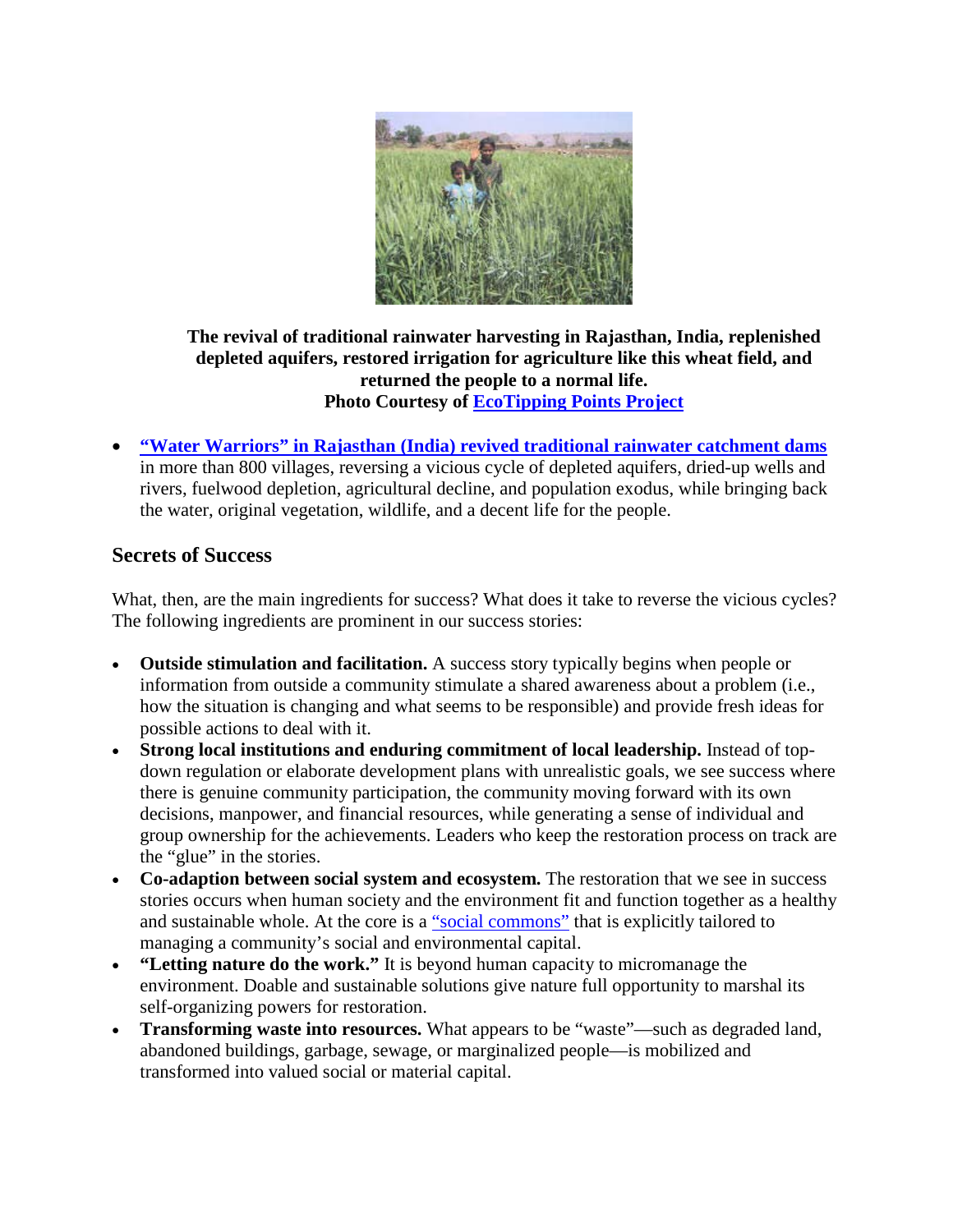**The revival of traditional rainwater harvesting in Rajasthan, India, replenished depleted aquifers, restored irrigation for agriculture like this wheat field, and returned the people to a normal life.**
**Photo Courtesy of EcoTipping Points Project**

- **"Water Warriors" in Rajasthan (India) revived traditional rainwater catchment dams** in more than 800 villages, reversing a vicious cycle of depleted aquifers, dried-up wells and rivers, fuelwood depletion, agricultural decline, and population exodus, while bringing back the water, original vegetation, wildlife, and a decent life for the people.

## Secrets of Success

What, then, are the main ingredients for success? What does it take to reverse the vicious cycles? The following ingredients are prominent in our success stories:

- **Outside stimulation and facilitation.** A success story typically begins when people or information from outside a community stimulate a shared awareness about a problem (i.e., how the situation is changing and what seems to be responsible) and provide fresh ideas for possible actions to deal with it.
- **Strong local institutions and enduring commitment of local leadership.** Instead of top-down regulation or elaborate development plans with unrealistic goals, we see success where there is genuine community participation, the community moving forward with its own decisions, manpower, and financial resources, while generating a sense of individual and group ownership for the achievements. Leaders who keep the restoration process on track are the "glue" in the stories.
- **Co-adaption between social system and ecosystem.** The restoration that we see in success stories occurs when human society and the environment fit and function together as a healthy and sustainable whole. At the core is a "social commons" that is explicitly tailored to managing a community's social and environmental capital.
- **"Letting nature do the work."** It is beyond human capacity to micromanage the environment. Doable and sustainable solutions give nature full opportunity to marshal its self-organizing powers for restoration.
- **Transforming waste into resources.** What appears to be "waste"—such as degraded land, abandoned buildings, garbage, sewage, or marginalized people—is mobilized and transformed into valued social or material capital.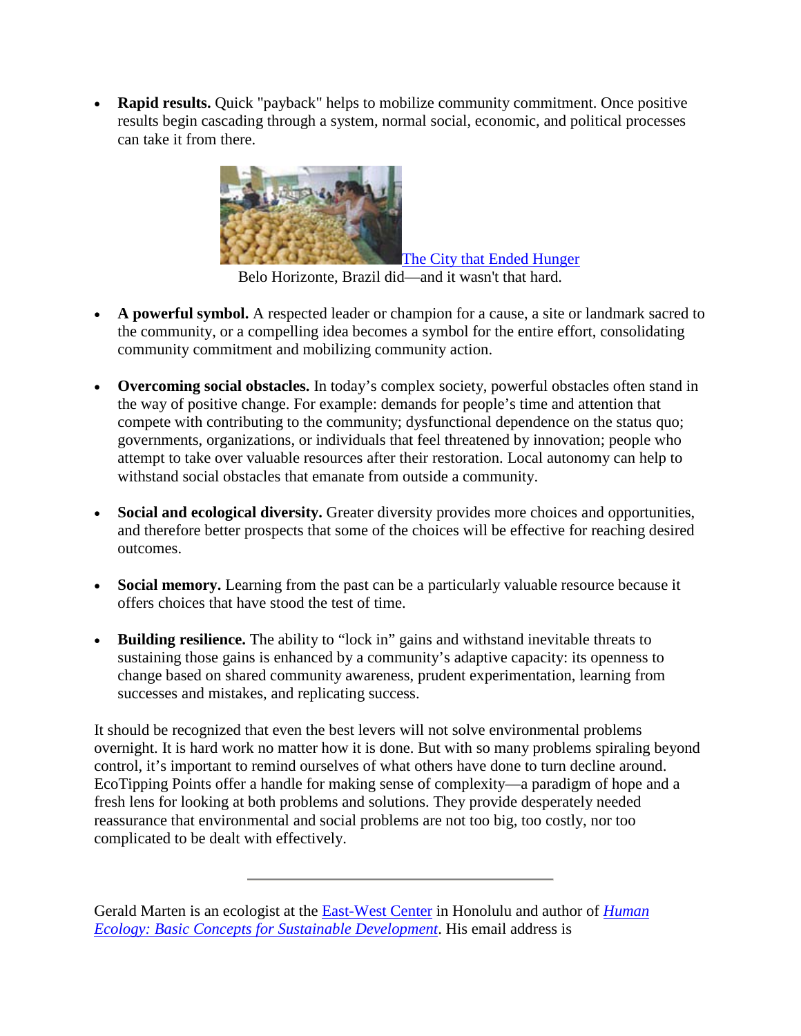- **Rapid results.** Quick "payback" helps to mobilize community commitment. Once positive results begin cascading through a system, normal social, economic, and political processes can take it from there.

[The City that Ended Hunger](#)
Belo Horizonte, Brazil did—and it wasn't that hard.

- **A powerful symbol.** A respected leader or champion for a cause, a site or landmark sacred to the community, or a compelling idea becomes a symbol for the entire effort, consolidating community commitment and mobilizing community action.

- **Overcoming social obstacles.** In today's complex society, powerful obstacles often stand in the way of positive change. For example: demands for people's time and attention that compete with contributing to the community; dysfunctional dependence on the status quo; governments, organizations, or individuals that feel threatened by innovation; people who attempt to take over valuable resources after their restoration. Local autonomy can help to withstand social obstacles that emanate from outside a community.

- **Social and ecological diversity.** Greater diversity provides more choices and opportunities, and therefore better prospects that some of the choices will be effective for reaching desired outcomes.

- **Social memory.** Learning from the past can be a particularly valuable resource because it offers choices that have stood the test of time.

- **Building resilience.** The ability to "lock in" gains and withstand inevitable threats to sustaining those gains is enhanced by a community's adaptive capacity: its openness to change based on shared community awareness, prudent experimentation, learning from successes and mistakes, and replicating success.

It should be recognized that even the best levers will not solve environmental problems overnight. It is hard work no matter how it is done. But with so many problems spiraling beyond control, it's important to remind ourselves of what others have done to turn decline around. EcoTipping Points offer a handle for making sense of complexity—a paradigm of hope and a fresh lens for looking at both problems and solutions. They provide desperately needed reassurance that environmental and social problems are not too big, too costly, nor too complicated to be dealt with effectively.

---

Gerald Marten is an ecologist at the East-West Center in Honolulu and author of *Human Ecology: Basic Concepts for Sustainable Development*. His email address is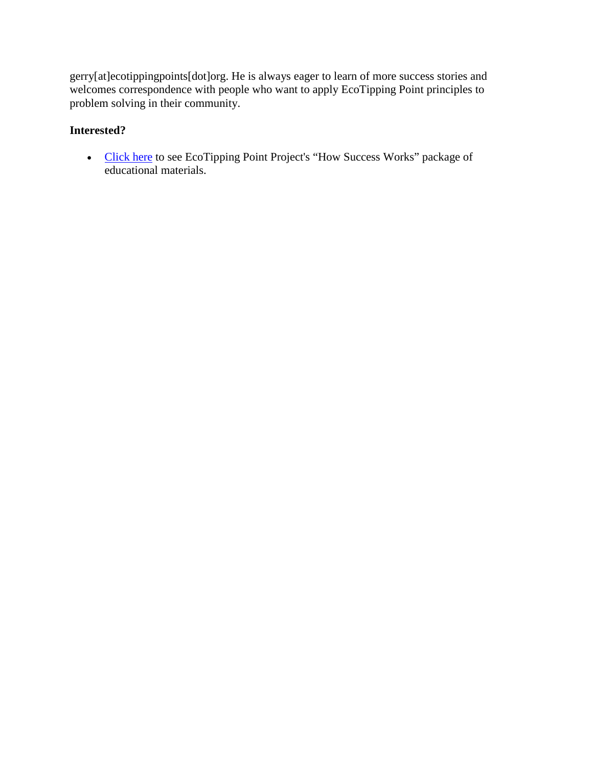gerry[at]ecotippingpoints[dot]org. He is always eager to learn of more success stories and welcomes correspondence with people who want to apply EcoTipping Point principles to problem solving in their community.

**Interested?**

- Click here to see EcoTipping Point Project's "How Success Works" package of educational materials.